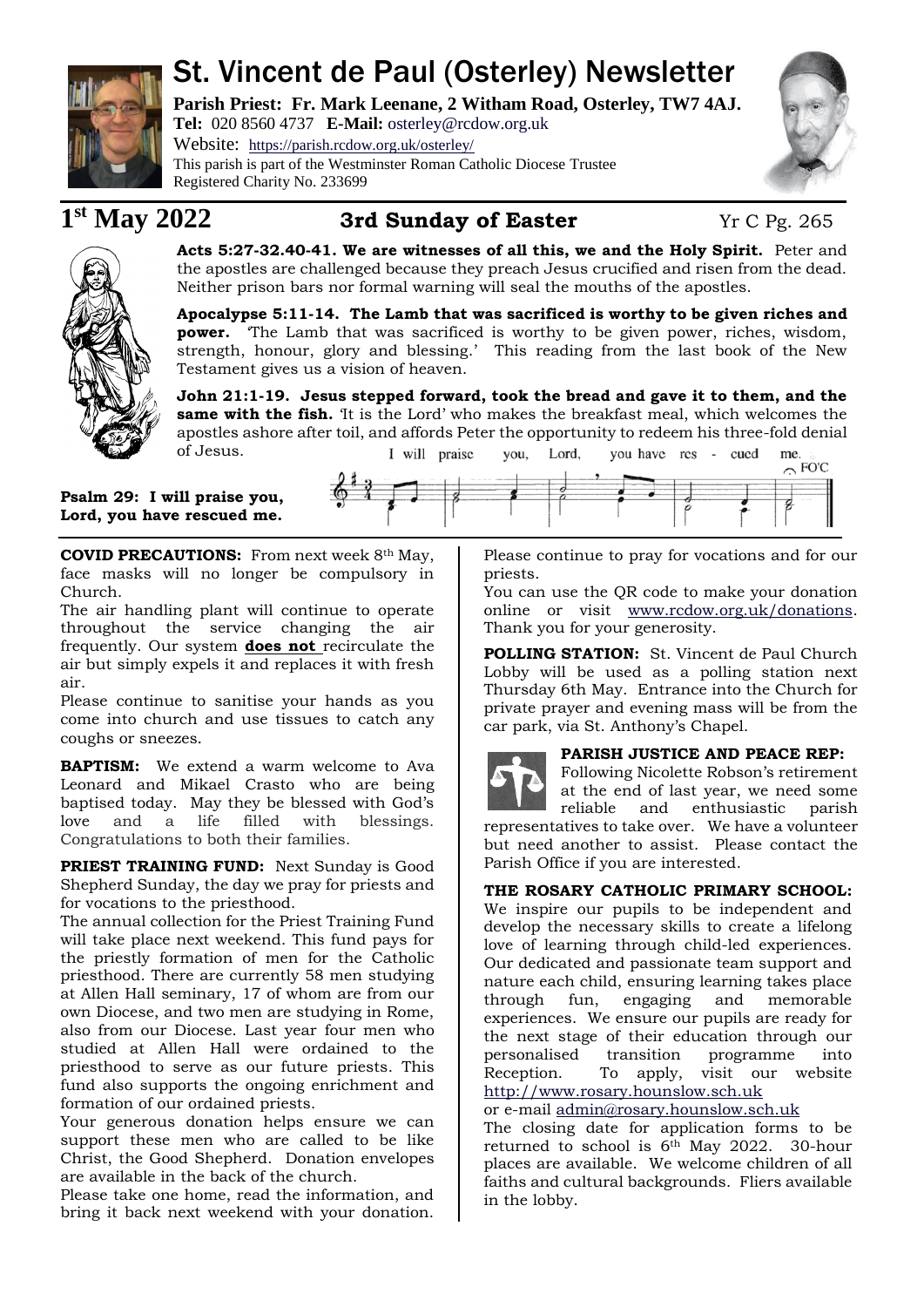# St. Vincent de Paul (Osterley) Newsletter

**Parish Priest: Fr. Mark Leenane, 2 Witham Road, Osterley, TW7 4AJ.**
**Tel:** 020 8560 4737 **E-Mail:** osterley@rcdow.org.uk
Website: https://parish.rcdow.org.uk/osterley/
This parish is part of the Westminster Roman Catholic Diocese Trustee
Registered Charity No. 233699

## 1st May 2022 — 3rd Sunday of Easter — Yr C Pg. 265

**Acts 5:27-32.40-41. We are witnesses of all this, we and the Holy Spirit.** Peter and the apostles are challenged because they preach Jesus crucified and risen from the dead. Neither prison bars nor formal warning will seal the mouths of the apostles.

**Apocalypse 5:11-14. The Lamb that was sacrificed is worthy to be given riches and power.** 'The Lamb that was sacrificed is worthy to be given power, riches, wisdom, strength, honour, glory and blessing.' This reading from the last book of the New Testament gives us a vision of heaven.

**John 21:1-19. Jesus stepped forward, took the bread and gave it to them, and the same with the fish.** 'It is the Lord' who makes the breakfast meal, which welcomes the apostles ashore after toil, and affords Peter the opportunity to redeem his three-fold denial of Jesus.

**Psalm 29: I will praise you, Lord, you have rescued me.**

I will praise you, Lord, you have res - cued me.

**COVID PRECAUTIONS:** From next week 8th May, face masks will no longer be compulsory in Church.

The air handling plant will continue to operate throughout the service changing the air frequently. Our system **does not** recirculate the air but simply expels it and replaces it with fresh air.

Please continue to sanitise your hands as you come into church and use tissues to catch any coughs or sneezes.

**BAPTISM:** We extend a warm welcome to Ava Leonard and Mikael Crasto who are being baptised today. May they be blessed with God's love and a life filled with blessings. Congratulations to both their families.

**PRIEST TRAINING FUND:** Next Sunday is Good Shepherd Sunday, the day we pray for priests and for vocations to the priesthood.

The annual collection for the Priest Training Fund will take place next weekend. This fund pays for the priestly formation of men for the Catholic priesthood. There are currently 58 men studying at Allen Hall seminary, 17 of whom are from our own Diocese, and two men are studying in Rome, also from our Diocese. Last year four men who studied at Allen Hall were ordained to the priesthood to serve as our future priests. This fund also supports the ongoing enrichment and formation of our ordained priests.

Your generous donation helps ensure we can support these men who are called to be like Christ, the Good Shepherd. Donation envelopes are available in the back of the church.

Please take one home, read the information, and bring it back next weekend with your donation. Please continue to pray for vocations and for our priests.

You can use the QR code to make your donation online or visit www.rcdow.org.uk/donations. Thank you for your generosity.

**POLLING STATION:** St. Vincent de Paul Church Lobby will be used as a polling station next Thursday 6th May. Entrance into the Church for private prayer and evening mass will be from the car park, via St. Anthony's Chapel.

**PARISH JUSTICE AND PEACE REP:** Following Nicolette Robson's retirement at the end of last year, we need some reliable and enthusiastic parish representatives to take over. We have a volunteer but need another to assist. Please contact the Parish Office if you are interested.

**THE ROSARY CATHOLIC PRIMARY SCHOOL:** We inspire our pupils to be independent and develop the necessary skills to create a lifelong love of learning through child-led experiences. Our dedicated and passionate team support and nature each child, ensuring learning takes place through fun, engaging and memorable experiences. We ensure our pupils are ready for the next stage of their education through our personalised transition programme into Reception. To apply, visit our website http://www.rosary.hounslow.sch.uk or e-mail admin@rosary.hounslow.sch.uk

The closing date for application forms to be returned to school is 6th May 2022. 30-hour places are available. We welcome children of all faiths and cultural backgrounds. Fliers available in the lobby.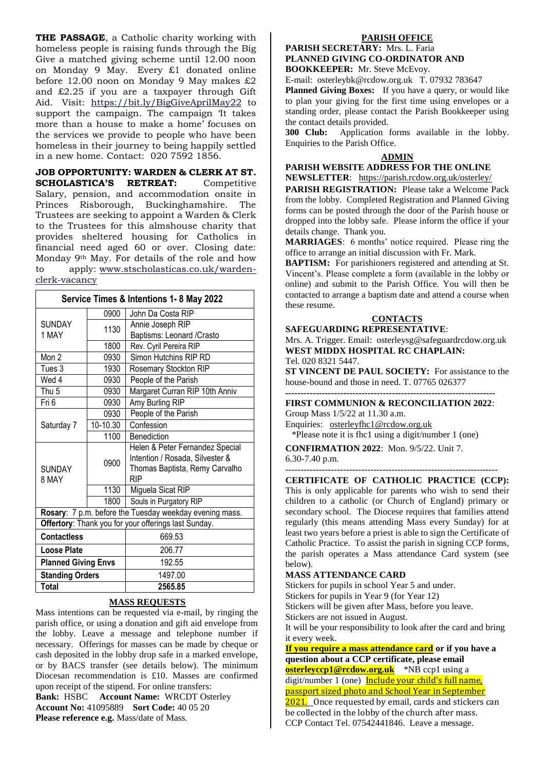**THE PASSAGE**, a Catholic charity working with homeless people is raising funds through the Big Give a matched giving scheme until 12.00 noon on Monday 9 May. Every £1 donated online before 12.00 noon on Monday 9 May makes £2 and £2.25 if you are a taxpayer through Gift Aid. Visit: https://bit.ly/BigGiveAprilMay22 to support the campaign. The campaign 'It takes more than a house to make a home' focuses on the services we provide to people who have been homeless in their journey to being happily settled in a new home. Contact: 020 7592 1856.

**JOB OPPORTUNITY: WARDEN & CLERK AT ST. SCHOLASTICA'S RETREAT:** Competitive Salary, pension, and accommodation onsite in Princes Risborough, Buckinghamshire. The Trustees are seeking to appoint a Warden & Clerk to the Trustees for this almshouse charity that provides sheltered housing for Catholics in financial need aged 60 or over. Closing date: Monday 9th May. For details of the role and how to apply: www.stscholasticas.co.uk/warden-clerk-vacancy

| Service Times & Intentions 1- 8 May 2022 | | |
|---|---|---|
| SUNDAY 1 MAY | 0900 | John Da Costa RIP |
| | 1130 | Annie Joseph RIP<br>Baptisms: Leonard /Crasto |
| | 1800 | Rev. Cyril Pereira RIP |
| Mon 2 | 0930 | Simon Hutchins RIP RD |
| Tues 3 | 1930 | Rosemary Stockton RIP |
| Wed 4 | 0930 | People of the Parish |
| Thu 5 | 0930 | Margaret Curran RIP 10th Anniv |
| Fri 6 | 0930 | Amy Burling RIP |
| Saturday 7 | 0930 | People of the Parish |
| | 10-10.30 | Confession |
| | 1100 | Benediction |
| SUNDAY 8 MAY | 0900 | Helen & Peter Fernandez Special Intention / Rosada, Silvester & Thomas Baptista, Remy Carvalho RIP |
| | 1130 | Miguela Sicat RIP |
| | 1800 | Souls in Purgatory RIP |
| **Rosary**: 7 p.m. before the Tuesday weekday evening mass. | | |
| **Offertory**: Thank you for your offerings last Sunday. | | |
| **Contactless** | | 669.53 |
| **Loose Plate** | | 206.77 |
| **Planned Giving Envs** | | 192.55 |
| **Standing Orders** | | 1497.00 |
| **Total** | | **2565.85** |

**MASS REQUESTS**

Mass intentions can be requested via e-mail, by ringing the parish office, or using a donation and gift aid envelope from the lobby. Leave a message and telephone number if necessary. Offerings for masses can be made by cheque or cash deposited in the lobby drop safe in a marked envelope, or by BACS transfer (see details below). The minimum Diocesan recommendation is £10. Masses are confirmed upon receipt of the stipend. For online transfers:
**Bank:** HSBC **Account Name:** WRCDT Osterley
**Account No:** 41095889 **Sort Code:** 40 05 20
**Please reference e.g.** Mass/date of Mass.

**PARISH OFFICE**

**PARISH SECRETARY:** Mrs. L. Faria
**PLANNED GIVING CO-ORDINATOR AND BOOKKEEPER:** Mr. Steve McEvoy.
E-mail: osterleybk@rcdow.org.uk T. 07932 783647

**Planned Giving Boxes:** If you have a query, or would like to plan your giving for the first time using envelopes or a standing order, please contact the Parish Bookkeeper using the contact details provided.

**300 Club:** Application forms available in the lobby. Enquiries to the Parish Office.

**ADMIN**

**PARISH WEBSITE ADDRESS FOR THE ONLINE NEWSLETTER**: https://parish.rcdow.org.uk/osterley/

**PARISH REGISTRATION:** Please take a Welcome Pack from the lobby. Completed Registration and Planned Giving forms can be posted through the door of the Parish house or dropped into the lobby safe. Please inform the office if your details change. Thank you.

**MARRIAGES**: 6 months' notice required. Please ring the office to arrange an initial discussion with Fr. Mark.

**BAPTISM:** For parishioners registered and attending at St. Vincent's. Please complete a form (available in the lobby or online) and submit to the Parish Office. You will then be contacted to arrange a baptism date and attend a course when these resume.

**CONTACTS**

**SAFEGUARDING REPRESENTATIVE**:
Mrs. A. Trigger. Email: osterleysg@safeguardrcdow.org.uk
**WEST MIDDX HOSPITAL RC CHAPLAIN:**
Tel. 020 8321 5447.
**ST VINCENT DE PAUL SOCIETY:** For assistance to the house-bound and those in need. T. 07765 026377

---

**FIRST COMMUNION & RECONCILIATION 2022**:
Group Mass 1/5/22 at 11.30 a.m.
Enquiries: osterleyfhc1@rcdow.org.uk
*Please note it is fhc1 using a digit/number 1 (one)

**CONFIRMATION 2022**: Mon. 9/5/22. Unit 7. 6.30-7.40 p.m.

---

**CERTIFICATE OF CATHOLIC PRACTICE (CCP):** This is only applicable for parents who wish to send their children to a catholic (or Church of England) primary or secondary school. The Diocese requires that families attend regularly (this means attending Mass every Sunday) for at least two years before a priest is able to sign the Certificate of Catholic Practice. To assist the parish in signing CCP forms, the parish operates a Mass attendance Card system (see below).

**MASS ATTENDANCE CARD**

Stickers for pupils in school Year 5 and under.
Stickers for pupils in Year 9 (for Year 12)
Stickers will be given after Mass, before you leave.
Stickers are not issued in August.
It will be your responsibility to look after the card and bring it every week.

**If you require a mass attendance card or if you have a question about a CCP certificate, please email osterleyccp1@rcdow.org.uk** *NB ccp1 using a digit/number 1 (one) Include your child's full name, passport sized photo and School Year in September 2021. Once requested by email, cards and stickers can be collected in the lobby of the church after mass.
CCP Contact Tel. 07542441846. Leave a message.